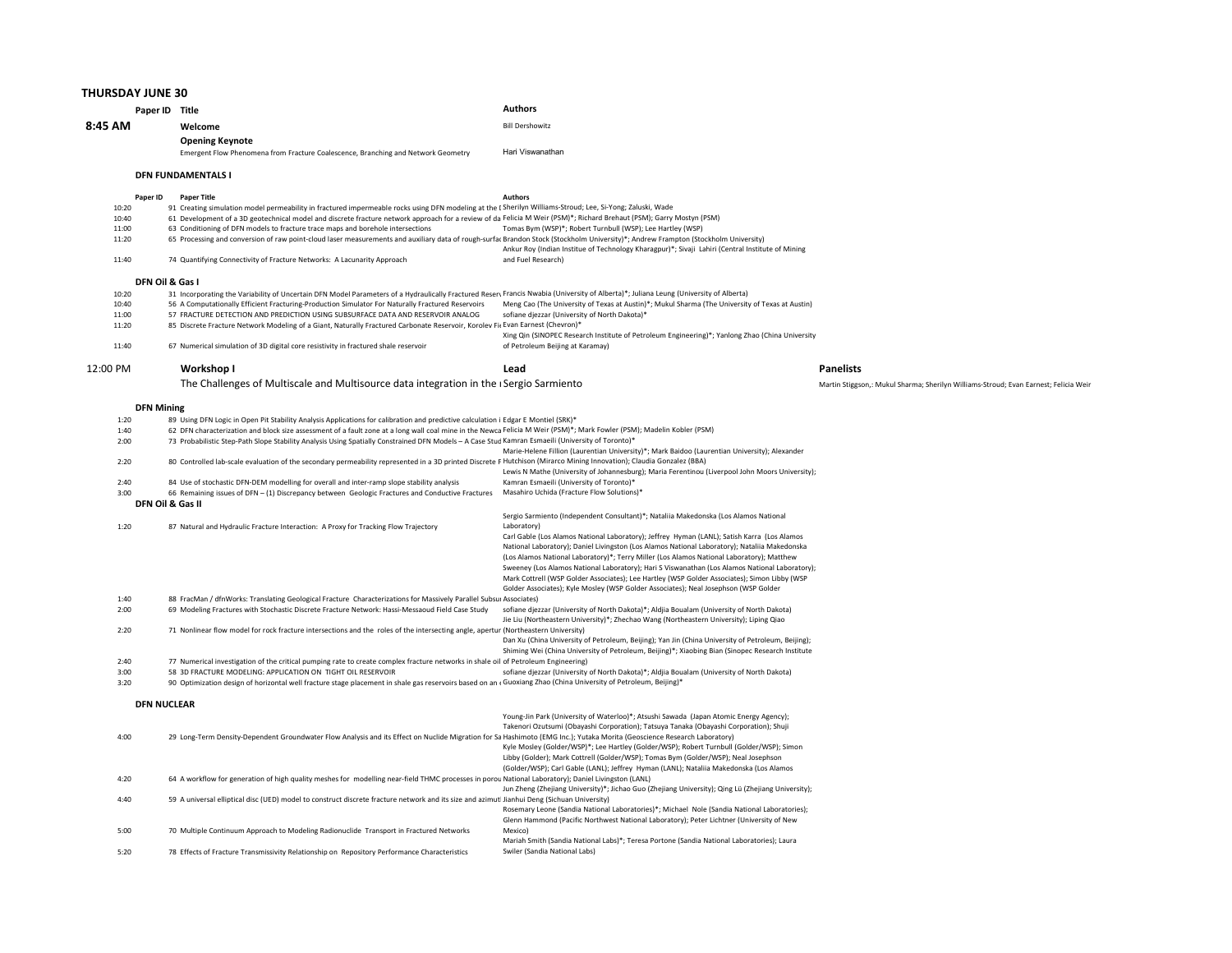## THURSDAY JUNE 30

| | Paper ID | Title | Authors | |
|---|---|---|---|---|
| **8:45 AM** | | **Welcome** | Bill Dershowitz | |
| | | **Opening Keynote** | | |
| | | Emergent Flow Phenomena from Fracture Coalescence, Branching and Network Geometry | Hari Viswanathan | |

### DFN FUNDAMENTALS I

| | Paper ID | Paper Title | Authors |
|---|---|---|---|
| 10:20 | 91 | Creating simulation model permeability in fractured impermeable rocks using DFN modeling at the [ | Sherilyn Williams-Stroud; Lee, Si-Yong; Zaluski, Wade |
| 10:40 | 61 | Development of a 3D geotechnical model and discrete fracture network approach for a review of da | Felicia M Weir (PSM)*; Richard Brehaut (PSM); Garry Mostyn (PSM) |
| 11:00 | 63 | Conditioning of DFN models to fracture trace maps and borehole intersections | Tomas Bym (WSP)*; Robert Turnbull (WSP); Lee Hartley (WSP) |
| 11:20 | 65 | Processing and conversion of raw point-cloud laser measurements and auxiliary data of rough-surfac | Brandon Stock (Stockholm University)*; Andrew Frampton (Stockholm University) |
| 11:40 | 74 | Quantifying Connectivity of Fracture Networks: A Lacunarity Approach | Ankur Roy (Indian Institue of Technology Kharagpur)*; Sivaji Lahiri (Central Institute of Mining and Fuel Research) |

### DFN Oil & Gas I

| | Paper ID | Paper Title | Authors |
|---|---|---|---|
| 10:20 | 31 | Incorporating the Variability of Uncertain DFN Model Parameters of a Hydraulically Fractured Reserv | Francis Nwabia (University of Alberta)*; Juliana Leung (University of Alberta) |
| 10:40 | 56 | A Computationally Efficient Fracturing-Production Simulator For Naturally Fractured Reservoirs | Meng Cao (The University of Texas at Austin)*; Mukul Sharma (The University of Texas at Austin) |
| 11:00 | 57 | FRACTURE DETECTION AND PREDICTION USING SUBSURFACE DATA AND RESERVOIR ANALOG | sofiane djezzar (University of North Dakota)* |
| 11:20 | 85 | Discrete Fracture Network Modeling of a Giant, Naturally Fractured Carbonate Reservoir, Korolev Fie | Evan Earnest (Chevron)* |
| 11:40 | 67 | Numerical simulation of 3D digital core resistivity in fractured shale reservoir | Xing Qin (SINOPEC Research Institute of Petroleum Engineering)*; Yanlong Zhao (China University of Petroleum Beijing at Karamay) |

| | Workshop I | Lead | Panelists |
|---|---|---|---|
| **12:00 PM** | The Challenges of Multiscale and Multisource data integration in the r | Sergio Sarmiento | Martin Stiggson,: Mukul Sharma; Sherilyn Williams-Stroud; Evan Earnest; Felicia Weir |

### DFN Mining

| | Paper ID | Paper Title | Authors |
|---|---|---|---|
| 1:20 | 89 | Using DFN Logic in Open Pit Stability Analysis Applications for calibration and predictive calculation i | Edgar E Montiel (SRK)* |
| 1:40 | 62 | DFN characterization and block size assessment of a fault zone at a long wall coal mine in the Newca | Felicia M Weir (PSM)*; Mark Fowler (PSM); Madelin Kobler (PSM) |
| 2:00 | 73 | Probabilistic Step-Path Slope Stability Analysis Using Spatially Constrained DFN Models – A Case Stud | Kamran Esmaeili (University of Toronto)* |
| 2:20 | 80 | Controlled lab-scale evaluation of the secondary permeability represented in a 3D printed Discrete F | Marie-Helene Fillion (Laurentian University)*; Mark Baidoo (Laurentian University); Alexander Hutchison (Mirarco Mining Innovation); Claudia Gonzalez (BBA) |
| 2:40 | 84 | Use of stochastic DFN-DEM modelling for overall and inter-ramp slope stability analysis | Lewis N Mathe (University of Johannesburg); Maria Ferentinou (Liverpool John Moors University); Kamran Esmaeili (University of Toronto)* |
| 3:00 | 66 | Remaining issues of DFN – (1) Discrepancy between Geologic Fractures and Conductive Fractures | Masahiro Uchida (Fracture Flow Solutions)* |

### DFN Oil & Gas II

| | Paper ID | Paper Title | Authors |
|---|---|---|---|
| 1:20 | 87 | Natural and Hydraulic Fracture Interaction: A Proxy for Tracking Flow Trajectory | Sergio Sarmiento (Independent Consultant)*; Nataliia Makedonska (Los Alamos National Laboratory) |
| 1:40 | 88 | FracMan / dfnWorks: Translating Geological Fracture Characterizations for Massively Parallel Subsur | Carl Gable (Los Alamos National Laboratory); Jeffrey Hyman (LANL); Satish Karra (Los Alamos National Laboratory); Daniel Livingston (Los Alamos National Laboratory); Nataliia Makedonska (Los Alamos National Laboratory)*; Terry Miller (Los Alamos National Laboratory); Matthew Sweeney (Los Alamos National Laboratory); Hari S Viswanathan (Los Alamos National Laboratory); Mark Cottrell (WSP Golder Associates); Lee Hartley (WSP Golder Associates); Simon Libby (WSP Golder Associates); Kyle Mosley (WSP Golder Associates); Neal Josephson (WSP Golder Associates) |
| 2:00 | 69 | Modeling Fractures with Stochastic Discrete Fracture Network: Hassi-Messaoud Field Case Study | sofiane djezzar (University of North Dakota)*; Aldjia Boualam (University of North Dakota) |
| 2:20 | 71 | Nonlinear flow model for rock fracture intersections and the roles of the intersecting angle, apertur | Jie Liu (Northeastern University)*; Zhechao Wang (Northeastern University); Liping Qiao (Northeastern University) |
| 2:40 | 77 | Numerical investigation of the critical pumping rate to create complex fracture networks in shale oil | Dan Xu (China University of Petroleum, Beijing); Yan Jin (China University of Petroleum, Beijing); Shiming Wei (China University of Petroleum, Beijing)*; Xiaobing Bian (Sinopec Research Institute of Petroleum Engineering) |
| 3:00 | 58 | 3D FRACTURE MODELING: APPLICATION ON TIGHT OIL RESERVOIR | sofiane djezzar (University of North Dakota)*; Aldjia Boualam (University of North Dakota) |
| 3:20 | 90 | Optimization design of horizontal well fracture stage placement in shale gas reservoirs based on an ( | Guoxiang Zhao (China University of Petroleum, Beijing)* |

### DFN NUCLEAR

| | Paper ID | Paper Title | Authors |
|---|---|---|---|
| 4:00 | 29 | Long-Term Density-Dependent Groundwater Flow Analysis and its Effect on Nuclide Migration for Sa | Young-Jin Park (University of Waterloo)*; Atsushi Sawada (Japan Atomic Energy Agency); Takenori Ozutsumi (Obayashi Corporation); Tatsuya Tanaka (Obayashi Corporation); Shuji Hashimoto (EMG Inc.); Yutaka Morita (Geoscience Research Laboratory) |
| 4:20 | 64 | A workflow for generation of high quality meshes for modelling near-field THMC processes in porou | Kyle Mosley (Golder/WSP)*; Lee Hartley (Golder/WSP); Robert Turnbull (Golder/WSP); Simon Libby (Golder); Mark Cottrell (Golder/WSP); Tomas Bym (Golder/WSP); Neal Josephson (Golder/WSP); Carl Gable (LANL); Jeffrey Hyman (LANL); Nataliia Makedonska (Los Alamos National Laboratory); Daniel Livingston (LANL) |
| 4:40 | 59 | A universal elliptical disc (UED) model to construct discrete fracture network and its size and azimutl | Jun Zheng (Zhejiang University)*; Jichao Guo (Zhejiang University); Qing Lü (Zhejiang University); Jianhui Deng (Sichuan University) |
| 5:00 | 70 | Multiple Continuum Approach to Modeling Radionuclide Transport in Fractured Networks | Rosemary Leone (Sandia National Laboratories)*; Michael Nole (Sandia National Laboratories); Glenn Hammond (Pacific Northwest National Laboratory); Peter Lichtner (University of New Mexico) |
| 5:20 | 78 | Effects of Fracture Transmissivity Relationship on Repository Performance Characteristics | Mariah Smith (Sandia National Labs)*; Teresa Portone (Sandia National Laboratories); Laura Swiler (Sandia National Labs) |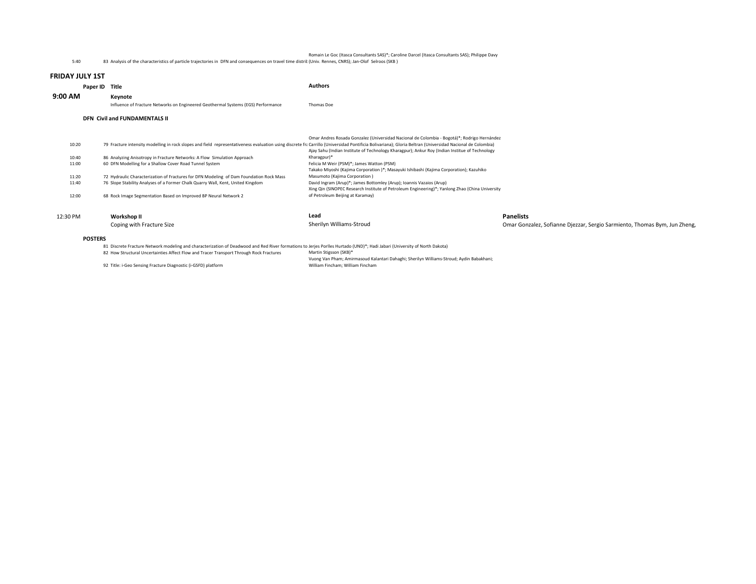| | | | |
|---|---|---|---|
| 5:40 | 83 Analysis of the characteristics of particle trajectories in DFN and consequences on travel time distrit | Romain Le Goc (Itasca Consultants SAS)*; Caroline Darcel (Itasca Consultants SAS); Philippe Davy (Univ. Rennes, CNRS); Jan-Olof Selroos (SKB ) | |

## FRIDAY JULY 1ST

| | Paper ID | Title | Authors | |
|---|---|---|---|---|
| **9:00 AM** | | **Keynote** | | |
| | | Influence of Fracture Networks on Engineered Geothermal Systems (EGS) Performance | Thomas Doe | |
| | | **DFN Civil and FUNDAMENTALS II** | | |
| 10:20 | 79 | Fracture intensity modelling in rock slopes and field representativeness evaluation using discrete fra | Omar Andres Rosada Gonzalez (Universidad Nacional de Colombia - Bogotá)*; Rodrigo Hernández Carrillo (Universidad Pontificia Bolivariana); Gloria Beltran (Universidad Nacional de Colombia) | |
| 10:40 | 86 | Analyzing Anisotropy in Fracture Networks: A Flow Simulation Approach | Ajay Sahu (Indian Institute of Technology Kharagpur); Ankur Roy (Indian Institue of Technology Kharagpur)* | |
| 11:00 | 60 | DFN Modelling for a Shallow Cover Road Tunnel System | Felicia M Weir (PSM)*; James Watton (PSM) | |
| 11:20 | 72 | Hydraulic Characterization of Fractures for DFN Modeling of Dam Foundation Rock Mass | Takako Miyoshi (Kajima Corporation )*; Masayuki Ishibashi (Kajima Corporation); Kazuhiko Masumoto (Kajima Corporation ) | |
| 11:40 | 76 | Slope Stability Analyses of a Former Chalk Quarry Wall, Kent, United Kingdom | David Ingram (Arup)*; James Bottomley (Arup); Ioannis Vazaios (Arup) | |
| 12:00 | 68 | Rock Image Segmentation Based on Improved BP Neural Network 2 | Xing Qin (SINOPEC Research Institute of Petroleum Engineering)*; Yanlong Zhao (China University of Petroleum Beijing at Karamay) | |
| 12:30 PM | | **Workshop II** | **Lead** | **Panelists** |
| | | Coping with Fracture Size | Sherilyn Williams-Stroud | Omar Gonzalez, Sofianne Djezzar, Sergio Sarmiento, Thomas Bym, Jun Zheng, |
| | **POSTERS** | | | |
| | 81 | Discrete Fracture Network modeling and characterization of Deadwood and Red River formations to | Jerjes Porlles Hurtado (UND)*; Hadi Jabari (University of North Dakota) | |
| | 82 | How Structural Uncertainties Affect Flow and Tracer Transport Through Rock Fractures | Martin Stigsson (SKB)* | |
| | 92 | Title: i-Geo Sensing Fracture Diagnostic (i-GSFD) platform | Vuong Van Pham; Amirmasoud Kalantari Dahaghi; Sherilyn Williams-Stroud; Aydin Babakhani; William Fincham; William Fincham | |